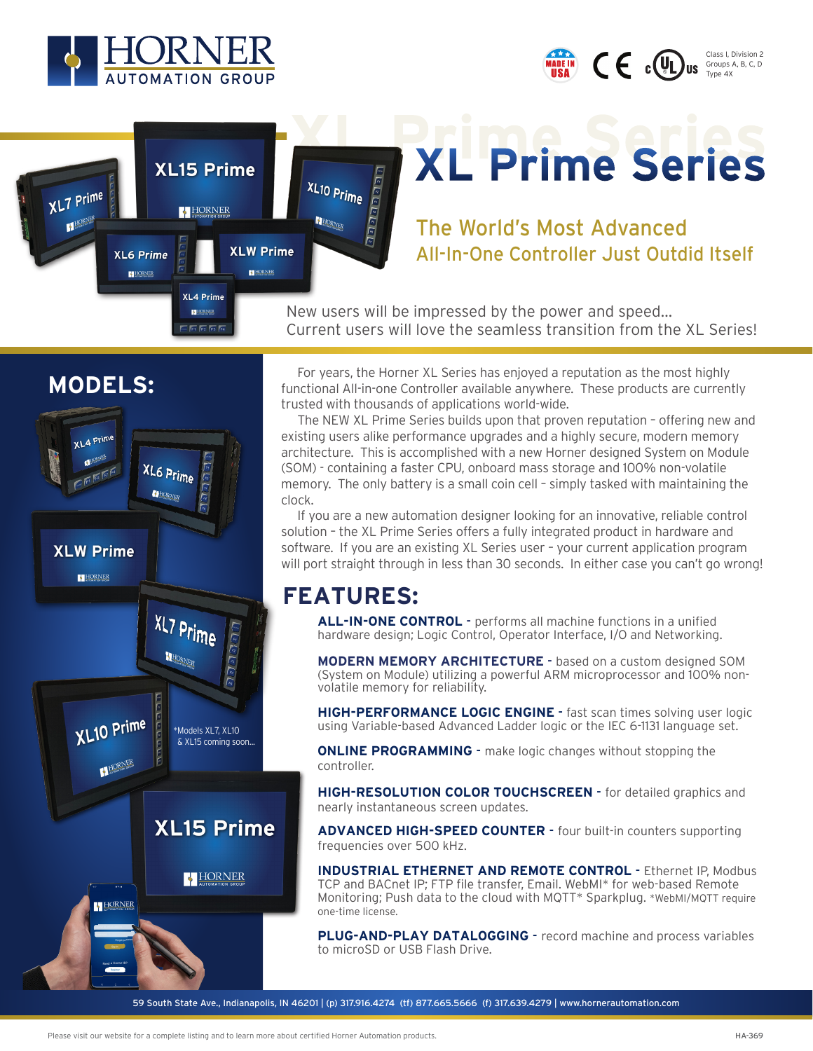# XL Prime Series

## The World's Most Advanced All-In-One Controller Just Outdid Itself

New users will be impressed by the power and speed...
Current users will love the seamless transition from the XL Series!

## MODELS:

*Models XL7, XL10 & XL15 coming soon...

For years, the Horner XL Series has enjoyed a reputation as the most highly functional All-in-one Controller available anywhere. These products are currently trusted with thousands of applications world-wide.

The NEW XL Prime Series builds upon that proven reputation – offering new and existing users alike performance upgrades and a highly secure, modern memory architecture. This is accomplished with a new Horner designed System on Module (SOM) - containing a faster CPU, onboard mass storage and 100% non-volatile memory. The only battery is a small coin cell – simply tasked with maintaining the clock.

If you are a new automation designer looking for an innovative, reliable control solution – the XL Prime Series offers a fully integrated product in hardware and software. If you are an existing XL Series user – your current application program will port straight through in less than 30 seconds. In either case you can't go wrong!

## FEATURES:

**ALL-IN-ONE CONTROL** - performs all machine functions in a unified hardware design; Logic Control, Operator Interface, I/O and Networking.

**MODERN MEMORY ARCHITECTURE** - based on a custom designed SOM (System on Module) utilizing a powerful ARM microprocessor and 100% non-volatile memory for reliability.

**HIGH-PERFORMANCE LOGIC ENGINE** - fast scan times solving user logic using Variable-based Advanced Ladder logic or the IEC 6-1131 language set.

**ONLINE PROGRAMMING** - make logic changes without stopping the controller.

**HIGH-RESOLUTION COLOR TOUCHSCREEN** - for detailed graphics and nearly instantaneous screen updates.

**ADVANCED HIGH-SPEED COUNTER** - four built-in counters supporting frequencies over 500 kHz.

**INDUSTRIAL ETHERNET AND REMOTE CONTROL** - Ethernet IP, Modbus TCP and BACnet IP; FTP file transfer, Email. WebMI* for web-based Remote Monitoring; Push data to the cloud with MQTT* Sparkplug. *WebMI/MQTT require one-time license.

**PLUG-AND-PLAY DATALOGGING** - record machine and process variables to microSD or USB Flash Drive.

59 South State Ave., Indianapolis, IN 46201 | (p) 317.916.4274 (tf) 877.665.5666 (f) 317.639.4279 | www.hornerautomation.com

Please visit our website for a complete listing and to learn more about certified Horner Automation products.

HA-369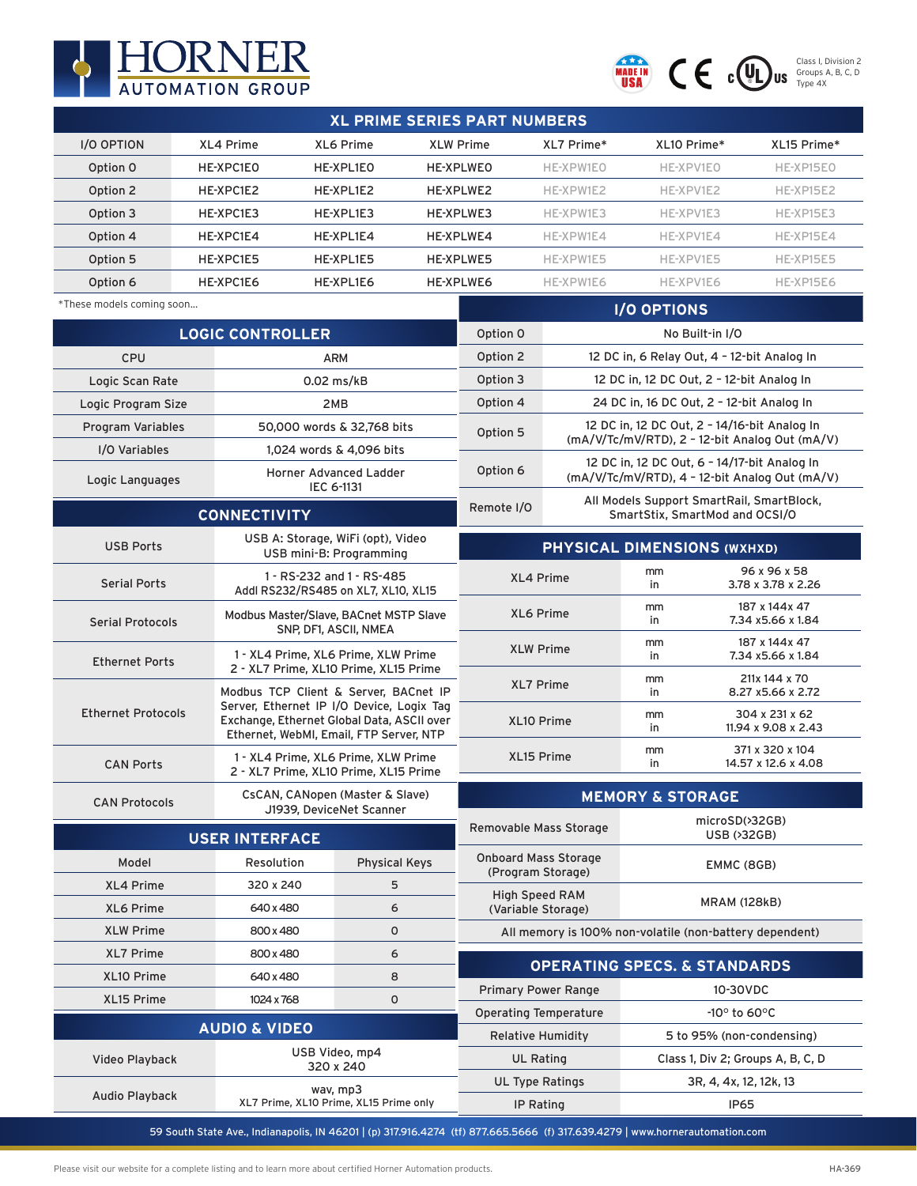HORNER AUTOMATION GROUP

Class I, Division 2
Groups A, B, C, D
Type 4X

## XL PRIME SERIES PART NUMBERS

| I/O OPTION | XL4 Prime | XL6 Prime | XLW Prime | XL7 Prime* | XL10 Prime* | XL15 Prime* |
|---|---|---|---|---|---|---|
| Option 0 | HE-XPC1E0 | HE-XPL1E0 | HE-XPLWE0 | HE-XPW1E0 | HE-XPV1E0 | HE-XP15E0 |
| Option 2 | HE-XPC1E2 | HE-XPL1E2 | HE-XPLWE2 | HE-XPW1E2 | HE-XPV1E2 | HE-XP15E2 |
| Option 3 | HE-XPC1E3 | HE-XPL1E3 | HE-XPLWE3 | HE-XPW1E3 | HE-XPV1E3 | HE-XP15E3 |
| Option 4 | HE-XPC1E4 | HE-XPL1E4 | HE-XPLWE4 | HE-XPW1E4 | HE-XPV1E4 | HE-XP15E4 |
| Option 5 | HE-XPC1E5 | HE-XPL1E5 | HE-XPLWE5 | HE-XPW1E5 | HE-XPV1E5 | HE-XP15E5 |
| Option 6 | HE-XPC1E6 | HE-XPL1E6 | HE-XPLWE6 | HE-XPW1E6 | HE-XPV1E6 | HE-XP15E6 |

*These models coming soon...

## LOGIC CONTROLLER

| | |
|---|---|
| CPU | ARM |
| Logic Scan Rate | 0.02 ms/kB |
| Logic Program Size | 2MB |
| Program Variables | 50,000 words & 32,768 bits |
| I/O Variables | 1,024 words & 4,096 bits |
| Logic Languages | Horner Advanced Ladder<br>IEC 6-1131 |

## CONNECTIVITY

| | |
|---|---|
| USB Ports | USB A: Storage, WiFi (opt), Video<br>USB mini-B: Programming |
| Serial Ports | 1 - RS-232 and 1 - RS-485<br>Addl RS232/RS485 on XL7, XL10, XL15 |
| Serial Protocols | Modbus Master/Slave, BACnet MSTP Slave<br>SNP, DF1, ASCII, NMEA |
| Ethernet Ports | 1 - XL4 Prime, XL6 Prime, XLW Prime<br>2 - XL7 Prime, XL10 Prime, XL15 Prime |
| Ethernet Protocols | Modbus TCP Client & Server, BACnet IP Server, Ethernet IP I/O Device, Logix Tag Exchange, Ethernet Global Data, ASCII over Ethernet, WebMI, Email, FTP Server, NTP |
| CAN Ports | 1 - XL4 Prime, XL6 Prime, XLW Prime<br>2 - XL7 Prime, XL10 Prime, XL15 Prime |
| CAN Protocols | CsCAN, CANopen (Master & Slave)<br>J1939, DeviceNet Scanner |

## USER INTERFACE

| Model | Resolution | Physical Keys |
|---|---|---|
| XL4 Prime | 320 x 240 | 5 |
| XL6 Prime | 640 x 480 | 6 |
| XLW Prime | 800 x 480 | 0 |
| XL7 Prime | 800 x 480 | 6 |
| XL10 Prime | 640 x 480 | 8 |
| XL15 Prime | 1024 x 768 | 0 |

## AUDIO & VIDEO

| | |
|---|---|
| Video Playback | USB Video, mp4<br>320 x 240 |
| Audio Playback | wav, mp3<br>XL7 Prime, XL10 Prime, XL15 Prime only |

## I/O OPTIONS

| | |
|---|---|
| Option 0 | No Built-in I/O |
| Option 2 | 12 DC in, 6 Relay Out, 4 - 12-bit Analog In |
| Option 3 | 12 DC in, 12 DC Out, 2 - 12-bit Analog In |
| Option 4 | 24 DC in, 16 DC Out, 2 - 12-bit Analog In |
| Option 5 | 12 DC in, 12 DC Out, 2 - 14/16-bit Analog In (mA/V/Tc/mV/RTD), 2 - 12-bit Analog Out (mA/V) |
| Option 6 | 12 DC in, 12 DC Out, 6 - 14/17-bit Analog In (mA/V/Tc/mV/RTD), 4 - 12-bit Analog Out (mA/V) |
| Remote I/O | All Models Support SmartRail, SmartBlock, SmartStix, SmartMod and OCSI/O |

## PHYSICAL DIMENSIONS (WXHXD)

| | | |
|---|---|---|
| XL4 Prime | mm<br>in | 96 x 96 x 58<br>3.78 x 3.78 x 2.26 |
| XL6 Prime | mm<br>in | 187 x 144x 47<br>7.34 x5.66 x 1.84 |
| XLW Prime | mm<br>in | 187 x 144x 47<br>7.34 x5.66 x 1.84 |
| XL7 Prime | mm<br>in | 211x 144 x 70<br>8.27 x5.66 x 2.72 |
| XL10 Prime | mm<br>in | 304 x 231 x 62<br>11.94 x 9.08 x 2.43 |
| XL15 Prime | mm<br>in | 371 x 320 x 104<br>14.57 x 12.6 x 4.08 |

## MEMORY & STORAGE

| | |
|---|---|
| Removable Mass Storage | microSD(>32GB)<br>USB (>32GB) |
| Onboard Mass Storage (Program Storage) | EMMC (8GB) |
| High Speed RAM (Variable Storage) | MRAM (128kB) |
| All memory is 100% non-volatile (non-battery dependent) | |

## OPERATING SPECS. & STANDARDS

| | |
|---|---|
| Primary Power Range | 10-30VDC |
| Operating Temperature | -10° to 60°C |
| Relative Humidity | 5 to 95% (non-condensing) |
| UL Rating | Class 1, Div 2; Groups A, B, C, D |
| UL Type Ratings | 3R, 4, 4x, 12, 12k, 13 |
| IP Rating | IP65 |

59 South State Ave., Indianapolis, IN 46201 | (p) 317.916.4274 (tf) 877.665.5666 (f) 317.639.4279 | www.hornerautomation.com

Please visit our website for a complete listing and to learn more about certified Horner Automation products.

HA-369